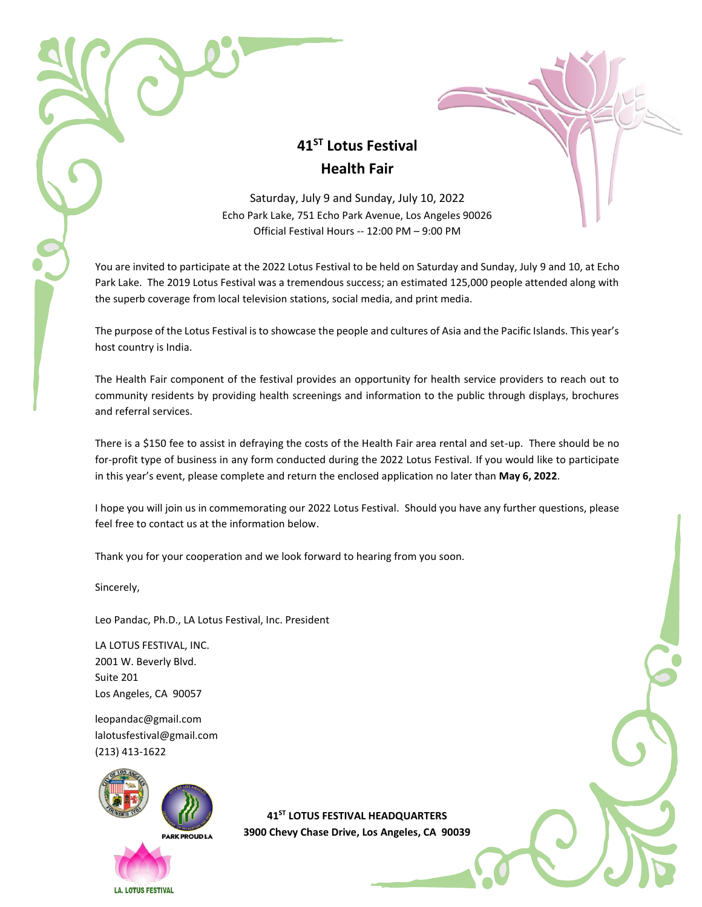# 41ST Lotus Festival
# Health Fair

Saturday, July 9 and Sunday, July 10, 2022
Echo Park Lake, 751 Echo Park Avenue, Los Angeles 90026
Official Festival Hours -- 12:00 PM – 9:00 PM

You are invited to participate at the 2022 Lotus Festival to be held on Saturday and Sunday, July 9 and 10, at Echo Park Lake. The 2019 Lotus Festival was a tremendous success; an estimated 125,000 people attended along with the superb coverage from local television stations, social media, and print media.

The purpose of the Lotus Festival is to showcase the people and cultures of Asia and the Pacific Islands. This year's host country is India.

The Health Fair component of the festival provides an opportunity for health service providers to reach out to community residents by providing health screenings and information to the public through displays, brochures and referral services.

There is a $150 fee to assist in defraying the costs of the Health Fair area rental and set-up. There should be no for-profit type of business in any form conducted during the 2022 Lotus Festival. If you would like to participate in this year's event, please complete and return the enclosed application no later than **May 6, 2022**.

I hope you will join us in commemorating our 2022 Lotus Festival. Should you have any further questions, please feel free to contact us at the information below.

Thank you for your cooperation and we look forward to hearing from you soon.

Sincerely,

Leo Pandac, Ph.D., LA Lotus Festival, Inc. President

LA LOTUS FESTIVAL, INC.
2001 W. Beverly Blvd.
Suite 201
Los Angeles, CA 90057

leopandac@gmail.com
lalotusfestival@gmail.com
(213) 413-1622

PARK PROUD LA

LA. LOTUS FESTIVAL

**41ST LOTUS FESTIVAL HEADQUARTERS**
**3900 Chevy Chase Drive, Los Angeles, CA 90039**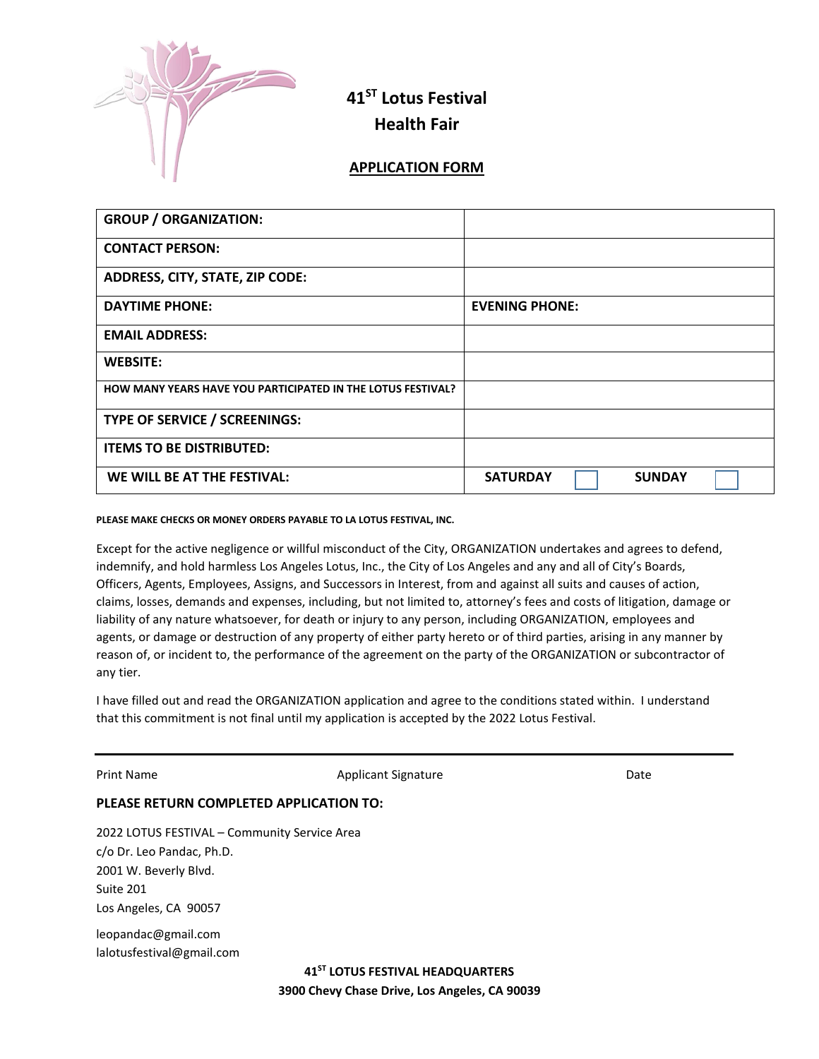# 41ST Lotus Festival Health Fair

## APPLICATION FORM

| | |
|---|---|
| **GROUP / ORGANIZATION:** | |
| **CONTACT PERSON:** | |
| **ADDRESS, CITY, STATE, ZIP CODE:** | |
| **DAYTIME PHONE:** | **EVENING PHONE:** |
| **EMAIL ADDRESS:** | |
| **WEBSITE:** | |
| **HOW MANY YEARS HAVE YOU PARTICIPATED IN THE LOTUS FESTIVAL?** | |
| **TYPE OF SERVICE / SCREENINGS:** | |
| **ITEMS TO BE DISTRIBUTED:** | |
| **WE WILL BE AT THE FESTIVAL:** | **SATURDAY** ☐ **SUNDAY** ☐ |

**PLEASE MAKE CHECKS OR MONEY ORDERS PAYABLE TO LA LOTUS FESTIVAL, INC.**

Except for the active negligence or willful misconduct of the City, ORGANIZATION undertakes and agrees to defend, indemnify, and hold harmless Los Angeles Lotus, Inc., the City of Los Angeles and any and all of City's Boards, Officers, Agents, Employees, Assigns, and Successors in Interest, from and against all suits and causes of action, claims, losses, demands and expenses, including, but not limited to, attorney's fees and costs of litigation, damage or liability of any nature whatsoever, for death or injury to any person, including ORGANIZATION, employees and agents, or damage or destruction of any property of either party hereto or of third parties, arising in any manner by reason of, or incident to, the performance of the agreement on the party of the ORGANIZATION or subcontractor of any tier.

I have filled out and read the ORGANIZATION application and agree to the conditions stated within. I understand that this commitment is not final until my application is accepted by the 2022 Lotus Festival.

Print Name          Applicant Signature          Date

**PLEASE RETURN COMPLETED APPLICATION TO:**

2022 LOTUS FESTIVAL – Community Service Area
c/o Dr. Leo Pandac, Ph.D.
2001 W. Beverly Blvd.
Suite 201
Los Angeles, CA 90057

leopandac@gmail.com
lalotusfestival@gmail.com

**41ST LOTUS FESTIVAL HEADQUARTERS**
**3900 Chevy Chase Drive, Los Angeles, CA 90039**